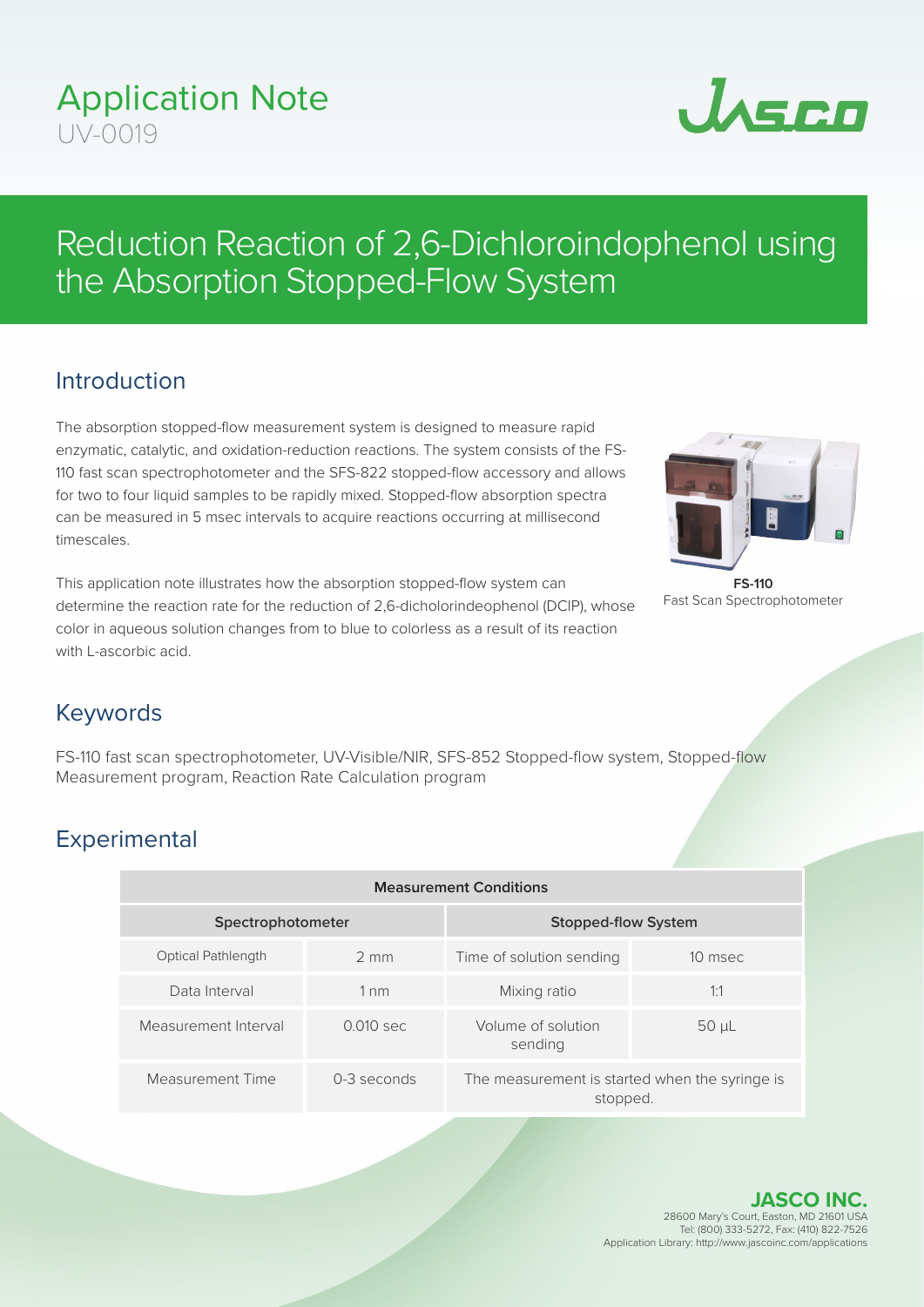# Application Note
UV-0019

# Reduction Reaction of 2,6-Dichloroindophenol using the Absorption Stopped-Flow System

## Introduction

The absorption stopped-flow measurement system is designed to measure rapid enzymatic, catalytic, and oxidation-reduction reactions. The system consists of the FS-110 fast scan spectrophotometer and the SFS-822 stopped-flow accessory and allows for two to four liquid samples to be rapidly mixed. Stopped-flow absorption spectra can be measured in 5 msec intervals to acquire reactions occurring at millisecond timescales.

This application note illustrates how the absorption stopped-flow system can determine the reaction rate for the reduction of 2,6-dicholorindeophenol (DCIP), whose color in aqueous solution changes from to blue to colorless as a result of its reaction with L-ascorbic acid.

**FS-110**
Fast Scan Spectrophotometer

## Keywords

FS-110 fast scan spectrophotometer, UV-Visible/NIR, SFS-852 Stopped-flow system, Stopped-flow Measurement program, Reaction Rate Calculation program

## Experimental

| Measurement Conditions | | | |
|---|---|---|---|
| **Spectrophotometer** | | **Stopped-flow System** | |
| Optical Pathlength | 2 mm | Time of solution sending | 10 msec |
| Data Interval | 1 nm | Mixing ratio | 1:1 |
| Measurement Interval | 0.010 sec | Volume of solution sending | 50 µL |
| Measurement Time | 0-3 seconds | The measurement is started when the syringe is stopped. | |

**JASCO INC.**
28600 Mary's Court, Easton, MD 21601 USA
Tel: (800) 333-5272, Fax: (410) 822-7526
Application Library: http://www.jascoinc.com/applications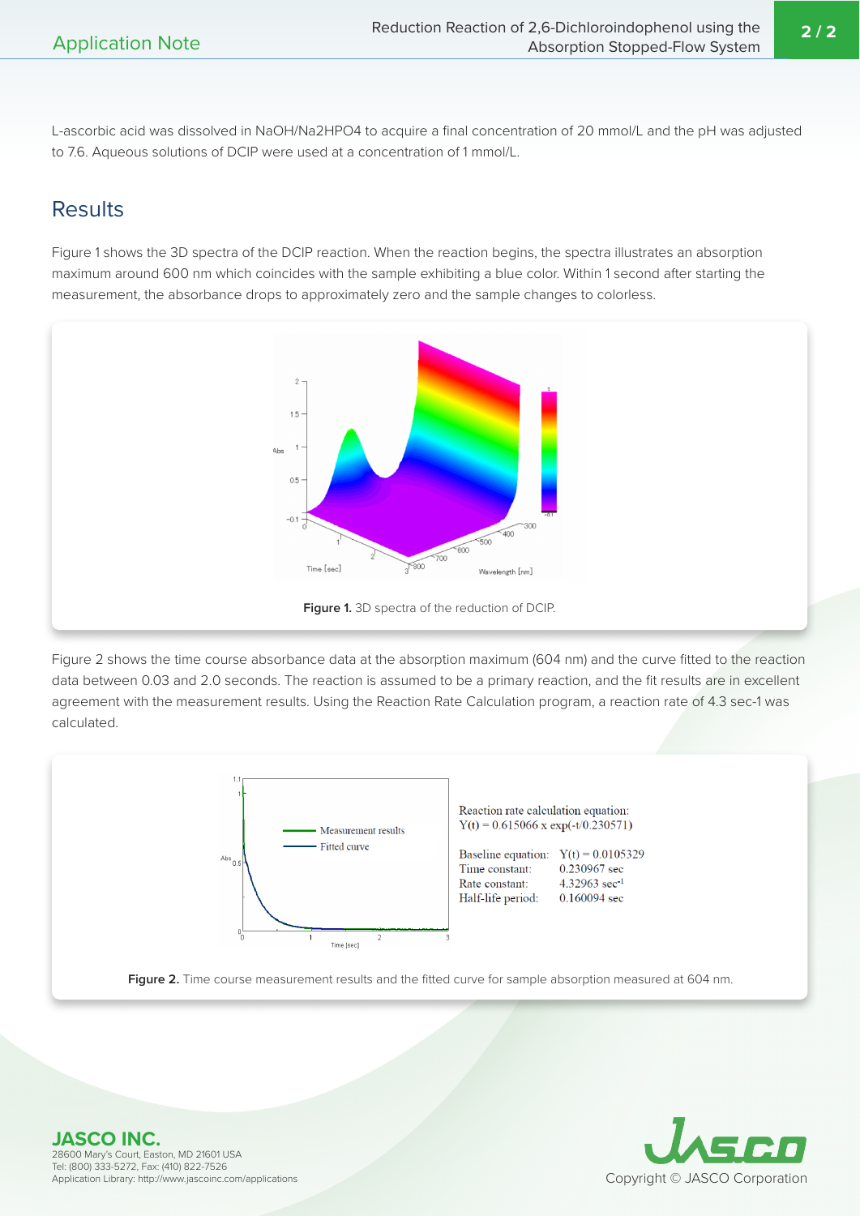L-ascorbic acid was dissolved in NaOH/Na2HPO4 to acquire a final concentration of 20 mmol/L and the pH was adjusted to 7.6. Aqueous solutions of DCIP were used at a concentration of 1 mmol/L.

## Results

Figure 1 shows the 3D spectra of the DCIP reaction. When the reaction begins, the spectra illustrates an absorption maximum around 600 nm which coincides with the sample exhibiting a blue color. Within 1 second after starting the measurement, the absorbance drops to approximately zero and the sample changes to colorless.

Abs
2
1.5
1
0.5
-0.1
0
1
2
3
Time [sec]
300
400
500
600
700
800
Wavelength [nm]

**Figure 1.** 3D spectra of the reduction of DCIP.

Figure 2 shows the time course absorbance data at the absorption maximum (604 nm) and the curve fitted to the reaction data between 0.03 and 2.0 seconds. The reaction is assumed to be a primary reaction, and the fit results are in excellent agreement with the measurement results. Using the Reaction Rate Calculation program, a reaction rate of 4.3 sec-1 was calculated.

Measurement results
Fitted curve
Abs
1.1
1
0.5
0
0
1
2
3
Time [sec]

Reaction rate calculation equation:
Y(t) = 0.615066 x exp(-t/0.230571)

Baseline equation: Y(t) = 0.0105329
Time constant: 0.230967 sec
Rate constant: 4.32963 $sec^{-1}$
Half-life period: 0.160094 sec

**Figure 2.** Time course measurement results and the fitted curve for sample absorption measured at 604 nm.

**JASCO INC.**
28600 Mary's Court, Easton, MD 21601 USA
Tel: (800) 333-5272, Fax: (410) 822-7526
Application Library: http://www.jascoinc.com/applications

Copyright © JASCO Corporation